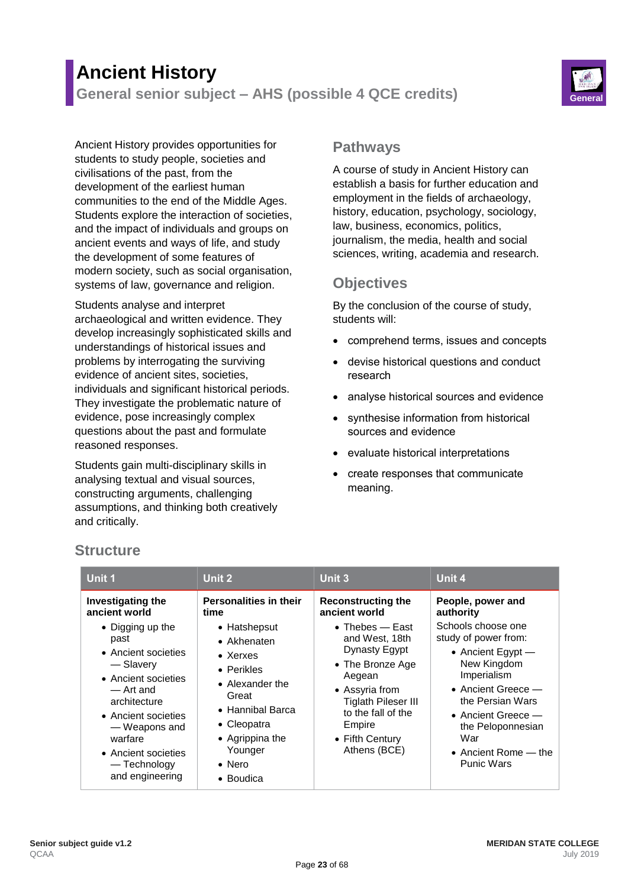# Ancient History

## General senior subject – AHS (possible 4 QCE credits)

General

Ancient History provides opportunities for students to study people, societies and civilisations of the past, from the development of the earliest human communities to the end of the Middle Ages. Students explore the interaction of societies, and the impact of individuals and groups on ancient events and ways of life, and study the development of some features of modern society, such as social organisation, systems of law, governance and religion.

Students analyse and interpret archaeological and written evidence. They develop increasingly sophisticated skills and understandings of historical issues and problems by interrogating the surviving evidence of ancient sites, societies, individuals and significant historical periods. They investigate the problematic nature of evidence, pose increasingly complex questions about the past and formulate reasoned responses.

Students gain multi-disciplinary skills in analysing textual and visual sources, constructing arguments, challenging assumptions, and thinking both creatively and critically.

## Pathways

A course of study in Ancient History can establish a basis for further education and employment in the fields of archaeology, history, education, psychology, sociology, law, business, economics, politics, journalism, the media, health and social sciences, writing, academia and research.

## Objectives

By the conclusion of the course of study, students will:

- comprehend terms, issues and concepts
- devise historical questions and conduct research
- analyse historical sources and evidence
- synthesise information from historical sources and evidence
- evaluate historical interpretations
- create responses that communicate meaning.

## Structure

| Unit 1 | Unit 2 | Unit 3 | Unit 4 |
|---|---|---|---|
| **Investigating the ancient world**<br>• Digging up the past<br>• Ancient societies — Slavery<br>• Ancient societies — Art and architecture<br>• Ancient societies — Weapons and warfare<br>• Ancient societies — Technology and engineering | **Personalities in their time**<br>• Hatshepsut<br>• Akhenaten<br>• Xerxes<br>• Perikles<br>• Alexander the Great<br>• Hannibal Barca<br>• Cleopatra<br>• Agrippina the Younger<br>• Nero<br>• Boudica | **Reconstructing the ancient world**<br>• Thebes — East and West, 18th Dynasty Egypt<br>• The Bronze Age Aegean<br>• Assyria from Tiglath Pileser III to the fall of the Empire<br>• Fifth Century Athens (BCE) | **People, power and authority**<br>Schools choose one study of power from:<br>• Ancient Egypt — New Kingdom Imperialism<br>• Ancient Greece — the Persian Wars<br>• Ancient Greece — the Peloponnesian War<br>• Ancient Rome — the Punic Wars |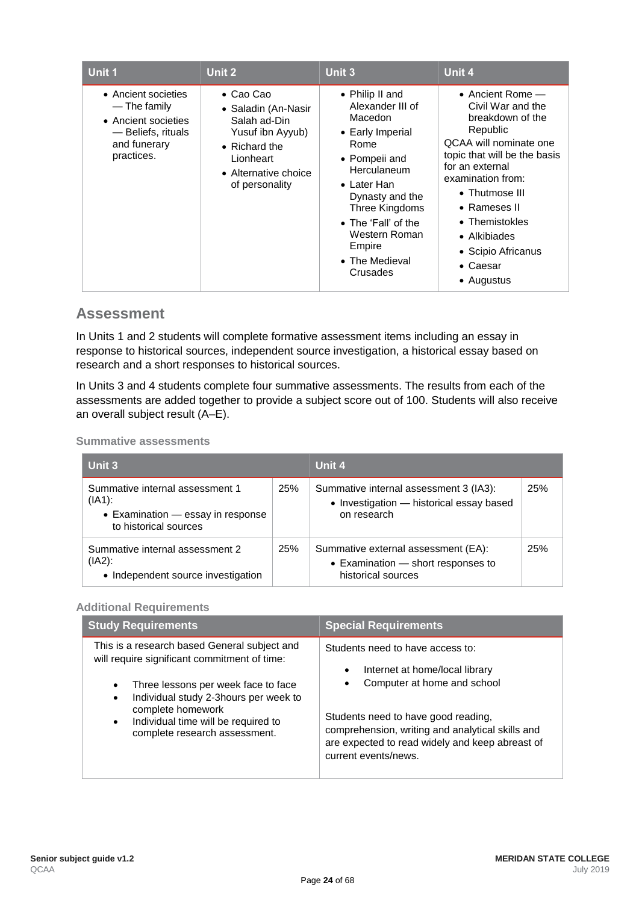| Unit 1 | Unit 2 | Unit 3 | Unit 4 |
|---|---|---|---|
| • Ancient societies — The family<br>• Ancient societies — Beliefs, rituals and funerary practices. | • Cao Cao<br>• Saladin (An-Nasir Salah ad-Din Yusuf ibn Ayyub)<br>• Richard the Lionheart<br>• Alternative choice of personality | • Philip II and Alexander III of Macedon<br>• Early Imperial Rome<br>• Pompeii and Herculaneum<br>• Later Han Dynasty and the Three Kingdoms<br>• The 'Fall' of the Western Roman Empire<br>• The Medieval Crusades | • Ancient Rome — Civil War and the breakdown of the Republic<br>QCAA will nominate one topic that will be the basis for an external examination from:<br>• Thutmose III<br>• Rameses II<br>• Themistokles<br>• Alkibiades<br>• Scipio Africanus<br>• Caesar<br>• Augustus |

## Assessment

In Units 1 and 2 students will complete formative assessment items including an essay in response to historical sources, independent source investigation, a historical essay based on research and a short responses to historical sources.

In Units 3 and 4 students complete four summative assessments. The results from each of the assessments are added together to provide a subject score out of 100. Students will also receive an overall subject result (A–E).

### Summative assessments

| Unit 3 | | Unit 4 | |
|---|---|---|---|
| Summative internal assessment 1 (IA1):<br>• Examination — essay in response to historical sources | 25% | Summative internal assessment 3 (IA3):<br>• Investigation — historical essay based on research | 25% |
| Summative internal assessment 2 (IA2):<br>• Independent source investigation | 25% | Summative external assessment (EA):<br>• Examination — short responses to historical sources | 25% |

### Additional Requirements

| Study Requirements | Special Requirements |
|---|---|
| This is a research based General subject and will require significant commitment of time:<br>• Three lessons per week face to face<br>• Individual study 2-3hours per week to complete homework<br>• Individual time will be required to complete research assessment. | Students need to have access to:<br>• Internet at home/local library<br>• Computer at home and school<br><br>Students need to have good reading, comprehension, writing and analytical skills and are expected to read widely and keep abreast of current events/news. |